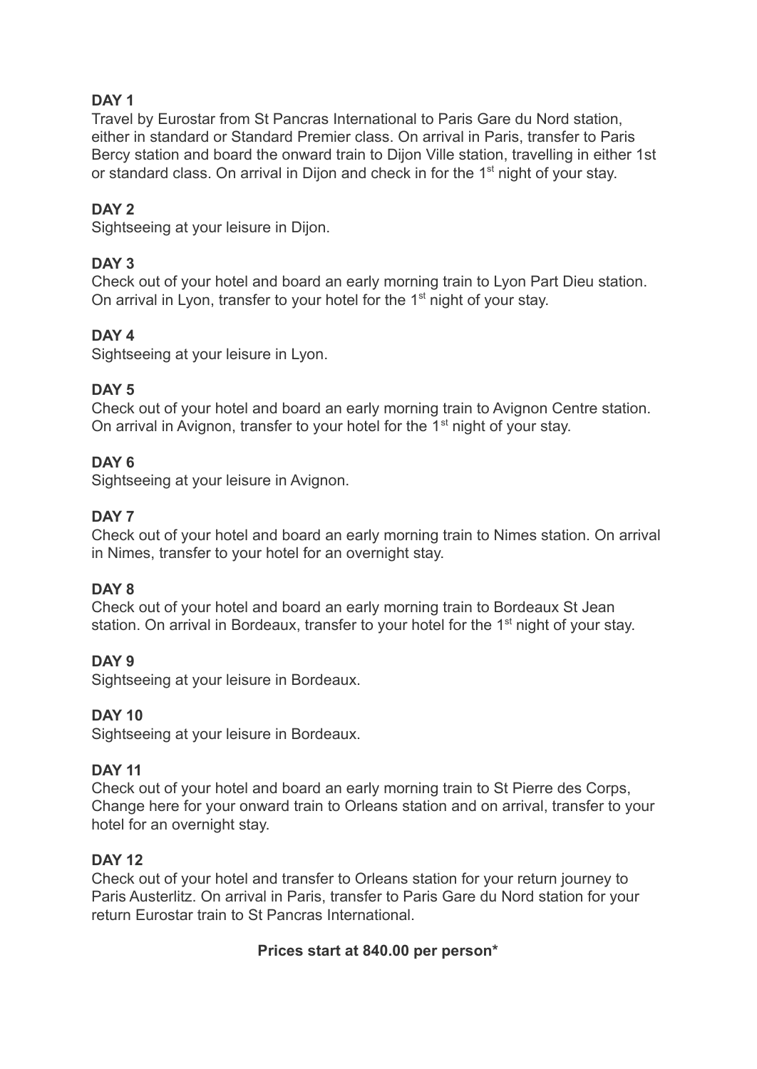**DAY 1**

Travel by Eurostar from St Pancras International to Paris Gare du Nord station, either in standard or Standard Premier class. On arrival in Paris, transfer to Paris Bercy station and board the onward train to Dijon Ville station, travelling in either 1st or standard class. On arrival in Dijon and check in for the 1st night of your stay.

**DAY 2**

Sightseeing at your leisure in Dijon.

**DAY 3**

Check out of your hotel and board an early morning train to Lyon Part Dieu station. On arrival in Lyon, transfer to your hotel for the 1st night of your stay.

**DAY 4**

Sightseeing at your leisure in Lyon.

**DAY 5**

Check out of your hotel and board an early morning train to Avignon Centre station. On arrival in Avignon, transfer to your hotel for the 1st night of your stay.

**DAY 6**

Sightseeing at your leisure in Avignon.

**DAY 7**

Check out of your hotel and board an early morning train to Nimes station. On arrival in Nimes, transfer to your hotel for an overnight stay.

**DAY 8**

Check out of your hotel and board an early morning train to Bordeaux St Jean station. On arrival in Bordeaux, transfer to your hotel for the 1st night of your stay.

**DAY 9**

Sightseeing at your leisure in Bordeaux.

**DAY 10**

Sightseeing at your leisure in Bordeaux.

**DAY 11**

Check out of your hotel and board an early morning train to St Pierre des Corps, Change here for your onward train to Orleans station and on arrival, transfer to your hotel for an overnight stay.

**DAY 12**

Check out of your hotel and transfer to Orleans station for your return journey to Paris Austerlitz. On arrival in Paris, transfer to Paris Gare du Nord station for your return Eurostar train to St Pancras International.

**Prices start at 840.00 per person***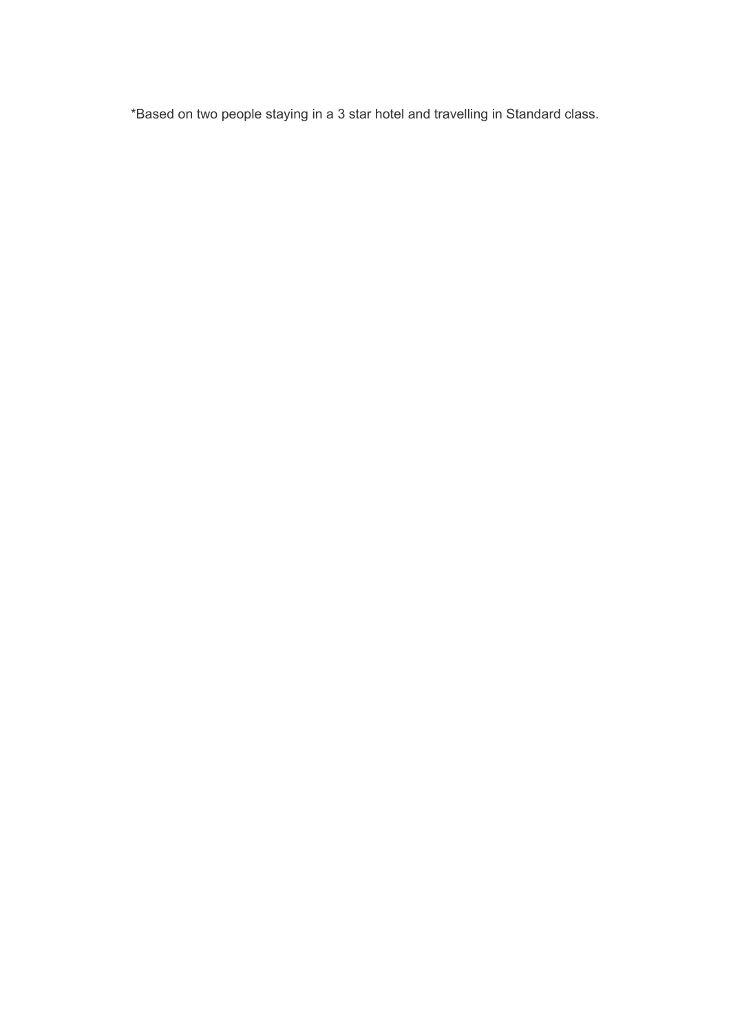*Based on two people staying in a 3 star hotel and travelling in Standard class.